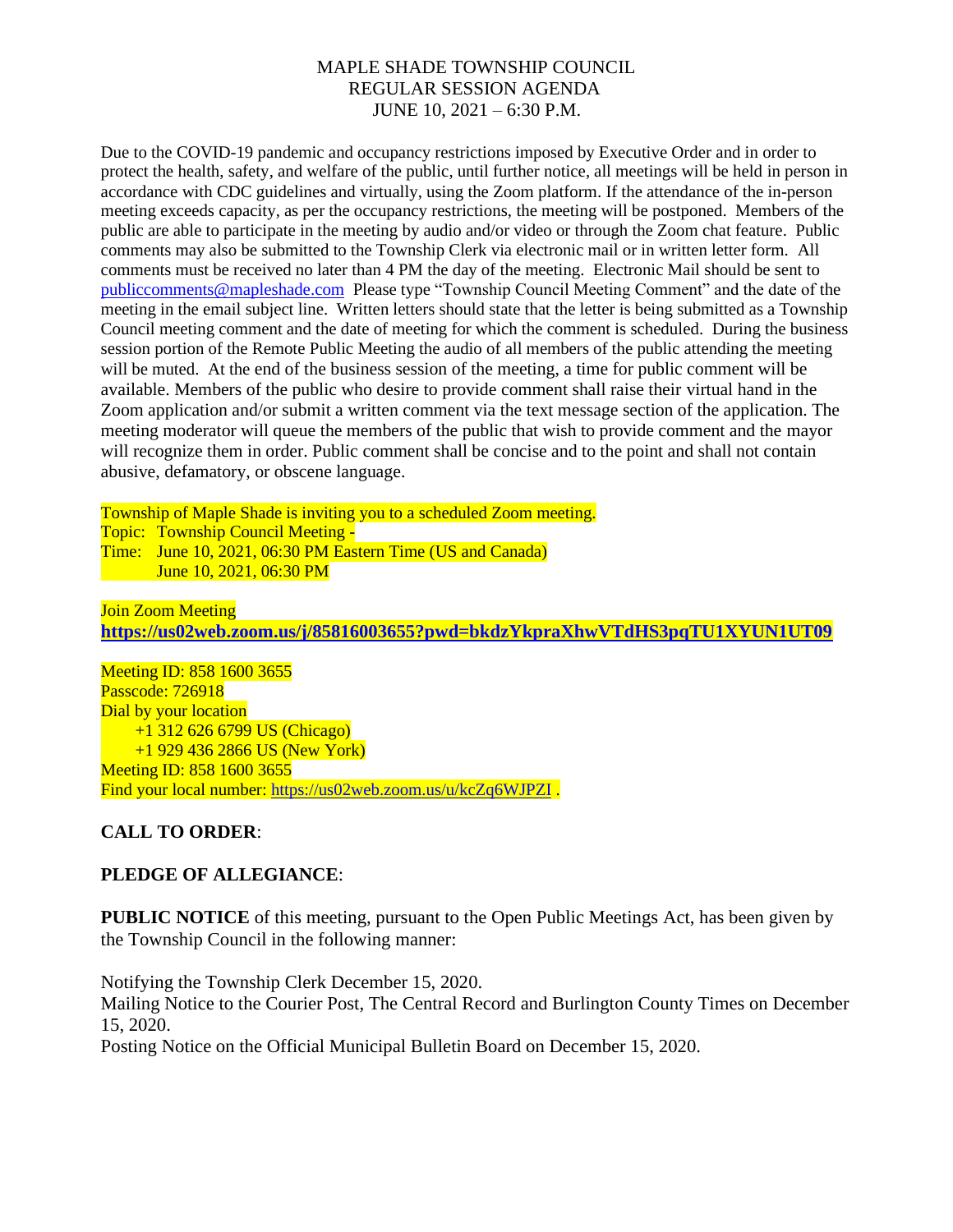# MAPLE SHADE TOWNSHIP COUNCIL
## REGULAR SESSION AGENDA
## JUNE 10, 2021 – 6:30 P.M.

Due to the COVID-19 pandemic and occupancy restrictions imposed by Executive Order and in order to protect the health, safety, and welfare of the public, until further notice, all meetings will be held in person in accordance with CDC guidelines and virtually, using the Zoom platform. If the attendance of the in-person meeting exceeds capacity, as per the occupancy restrictions, the meeting will be postponed. Members of the public are able to participate in the meeting by audio and/or video or through the Zoom chat feature. Public comments may also be submitted to the Township Clerk via electronic mail or in written letter form. All comments must be received no later than 4 PM the day of the meeting. Electronic Mail should be sent to publiccomments@mapleshade.com Please type "Township Council Meeting Comment" and the date of the meeting in the email subject line. Written letters should state that the letter is being submitted as a Township Council meeting comment and the date of meeting for which the comment is scheduled. During the business session portion of the Remote Public Meeting the audio of all members of the public attending the meeting will be muted. At the end of the business session of the meeting, a time for public comment will be available. Members of the public who desire to provide comment shall raise their virtual hand in the Zoom application and/or submit a written comment via the text message section of the application. The meeting moderator will queue the members of the public that wish to provide comment and the mayor will recognize them in order. Public comment shall be concise and to the point and shall not contain abusive, defamatory, or obscene language.

Township of Maple Shade is inviting you to a scheduled Zoom meeting.
Topic: Township Council Meeting -
Time: June 10, 2021, 06:30 PM Eastern Time (US and Canada)
June 10, 2021, 06:30 PM

Join Zoom Meeting
**https://us02web.zoom.us/j/85816003655?pwd=bkdzYkpraXhwVTdHS3pqTU1XYUN1UT09**

Meeting ID: 858 1600 3655
Passcode: 726918
Dial by your location
+1 312 626 6799 US (Chicago)
+1 929 436 2866 US (New York)
Meeting ID: 858 1600 3655
Find your local number: https://us02web.zoom.us/u/kcZq6WJPZI .

**CALL TO ORDER**:

**PLEDGE OF ALLEGIANCE**:

**PUBLIC NOTICE** of this meeting, pursuant to the Open Public Meetings Act, has been given by the Township Council in the following manner:

Notifying the Township Clerk December 15, 2020.
Mailing Notice to the Courier Post, The Central Record and Burlington County Times on December 15, 2020.
Posting Notice on the Official Municipal Bulletin Board on December 15, 2020.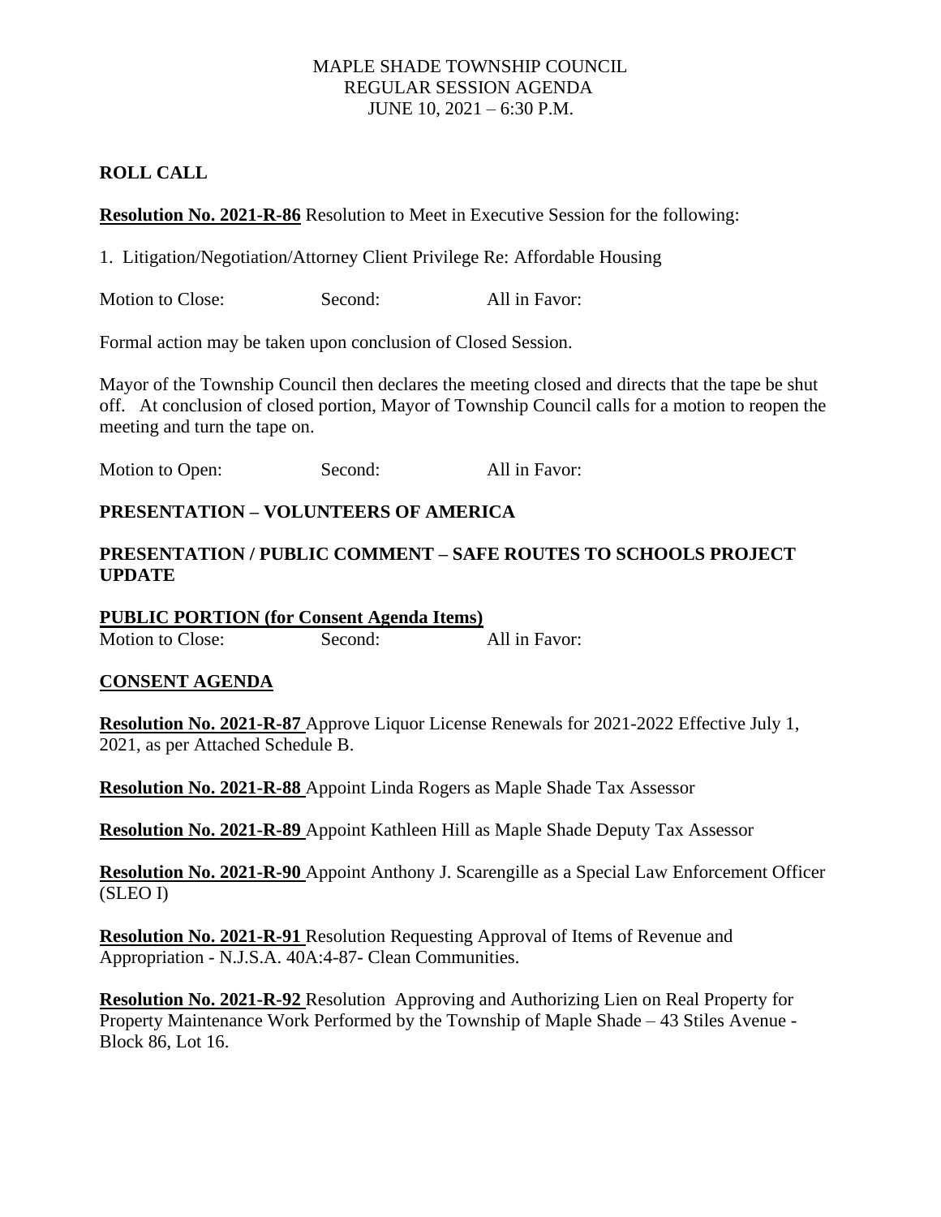MAPLE SHADE TOWNSHIP COUNCIL
REGULAR SESSION AGENDA
JUNE 10, 2021 – 6:30 P.M.

**ROLL CALL**

**Resolution No. 2021-R-86** Resolution to Meet in Executive Session for the following:

1. Litigation/Negotiation/Attorney Client Privilege Re: Affordable Housing

Motion to Close: Second: All in Favor:

Formal action may be taken upon conclusion of Closed Session.

Mayor of the Township Council then declares the meeting closed and directs that the tape be shut off. At conclusion of closed portion, Mayor of Township Council calls for a motion to reopen the meeting and turn the tape on.

Motion to Open: Second: All in Favor:

**PRESENTATION – VOLUNTEERS OF AMERICA**

**PRESENTATION / PUBLIC COMMENT – SAFE ROUTES TO SCHOOLS PROJECT UPDATE**

**PUBLIC PORTION (for Consent Agenda Items)**

Motion to Close: Second: All in Favor:

**CONSENT AGENDA**

**Resolution No. 2021-R-87** Approve Liquor License Renewals for 2021-2022 Effective July 1, 2021, as per Attached Schedule B.

**Resolution No. 2021-R-88** Appoint Linda Rogers as Maple Shade Tax Assessor

**Resolution No. 2021-R-89** Appoint Kathleen Hill as Maple Shade Deputy Tax Assessor

**Resolution No. 2021-R-90** Appoint Anthony J. Scarengille as a Special Law Enforcement Officer (SLEO I)

**Resolution No. 2021-R-91** Resolution Requesting Approval of Items of Revenue and Appropriation - N.J.S.A. 40A:4-87- Clean Communities.

**Resolution No. 2021-R-92** Resolution Approving and Authorizing Lien on Real Property for Property Maintenance Work Performed by the Township of Maple Shade – 43 Stiles Avenue - Block 86, Lot 16.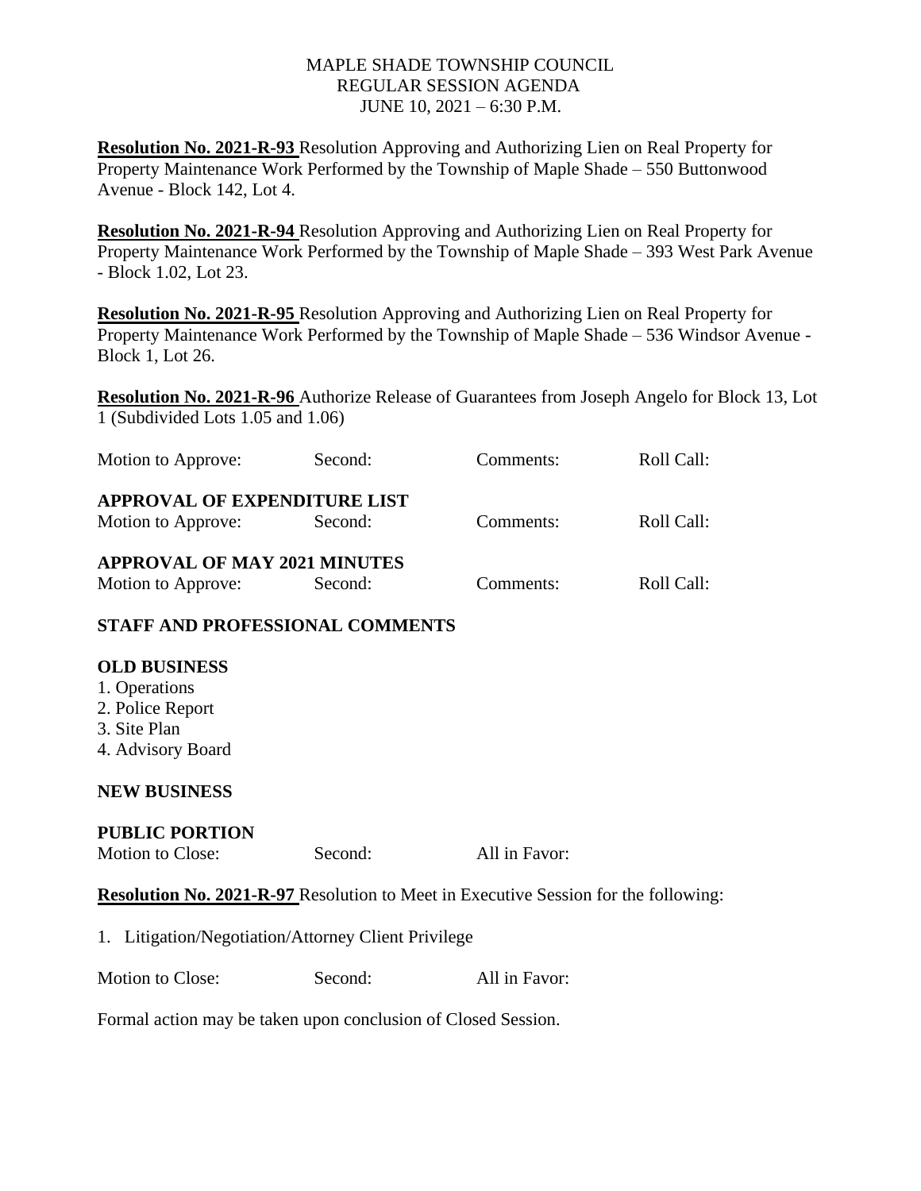MAPLE SHADE TOWNSHIP COUNCIL
REGULAR SESSION AGENDA
JUNE 10, 2021 – 6:30 P.M.

**Resolution No. 2021-R-93** Resolution Approving and Authorizing Lien on Real Property for Property Maintenance Work Performed by the Township of Maple Shade – 550 Buttonwood Avenue - Block 142, Lot 4.

**Resolution No. 2021-R-94** Resolution Approving and Authorizing Lien on Real Property for Property Maintenance Work Performed by the Township of Maple Shade – 393 West Park Avenue - Block 1.02, Lot 23.

**Resolution No. 2021-R-95** Resolution Approving and Authorizing Lien on Real Property for Property Maintenance Work Performed by the Township of Maple Shade – 536 Windsor Avenue - Block 1, Lot 26.

**Resolution No. 2021-R-96** Authorize Release of Guarantees from Joseph Angelo for Block 13, Lot 1 (Subdivided Lots 1.05 and 1.06)

Motion to Approve: Second: Comments: Roll Call:

**APPROVAL OF EXPENDITURE LIST**
Motion to Approve: Second: Comments: Roll Call:

**APPROVAL OF MAY 2021 MINUTES**
Motion to Approve: Second: Comments: Roll Call:

**STAFF AND PROFESSIONAL COMMENTS**

**OLD BUSINESS**
1. Operations
2. Police Report
3. Site Plan
4. Advisory Board

**NEW BUSINESS**

**PUBLIC PORTION**
Motion to Close: Second: All in Favor:

**Resolution No. 2021-R-97** Resolution to Meet in Executive Session for the following:

1. Litigation/Negotiation/Attorney Client Privilege

Motion to Close: Second: All in Favor:

Formal action may be taken upon conclusion of Closed Session.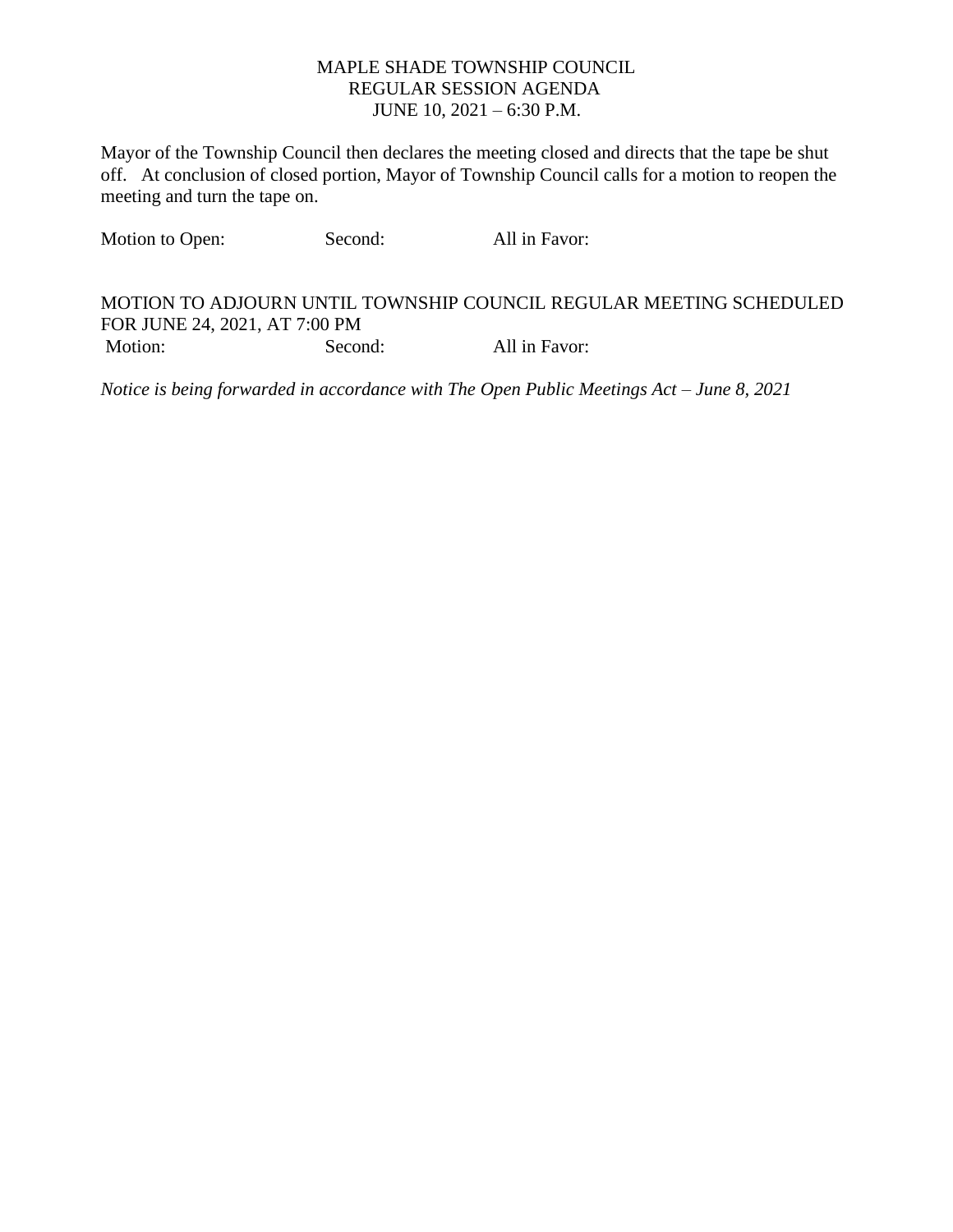MAPLE SHADE TOWNSHIP COUNCIL
REGULAR SESSION AGENDA
JUNE 10, 2021 – 6:30 P.M.

Mayor of the Township Council then declares the meeting closed and directs that the tape be shut off. At conclusion of closed portion, Mayor of Township Council calls for a motion to reopen the meeting and turn the tape on.

Motion to Open: Second: All in Favor:

MOTION TO ADJOURN UNTIL TOWNSHIP COUNCIL REGULAR MEETING SCHEDULED FOR JUNE 24, 2021, AT 7:00 PM

Motion: Second: All in Favor:

*Notice is being forwarded in accordance with The Open Public Meetings Act – June 8, 2021*